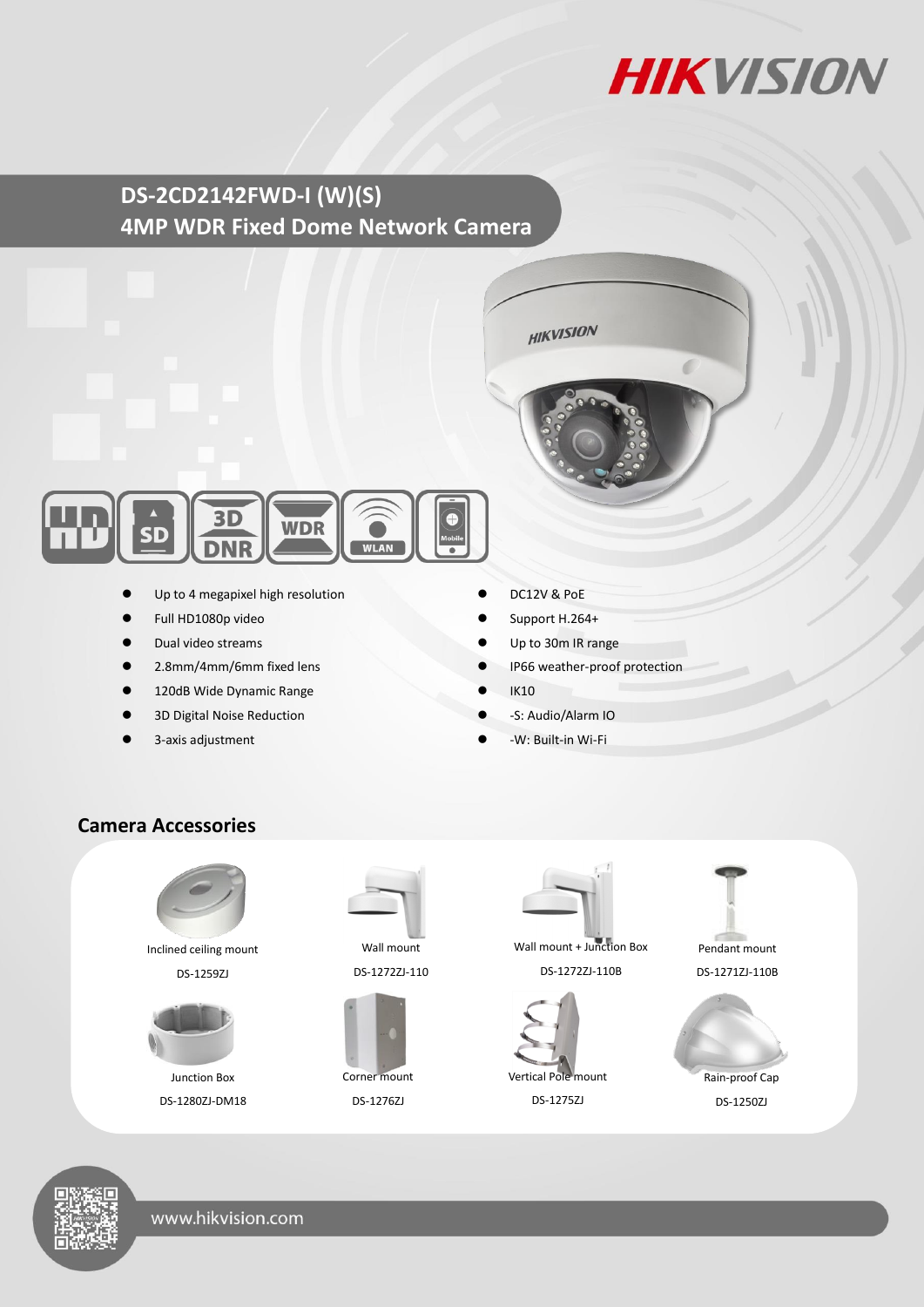# DS-2CD2142FWD-I (W)(S)

# 4MP WDR Fixed Dome Network Camera

- Up to 4 megapixel high resolution
- Full HD1080p video
- Dual video streams
- 2.8mm/4mm/6mm fixed lens
- 120dB Wide Dynamic Range
- 3D Digital Noise Reduction
- 3-axis adjustment
- DC12V & PoE
- Support H.264+
- Up to 30m IR range
- IP66 weather-proof protection
- IK10
- -S: Audio/Alarm IO
- -W: Built-in Wi-Fi

## Camera Accessories

| | | | |
|---|---|---|---|
| Inclined ceiling mount<br>DS-1259ZJ | Wall mount<br>DS-1272ZJ-110 | Wall mount + Junction Box<br>DS-1272ZJ-110B | Pendant mount<br>DS-1271ZJ-110B |
| Junction Box<br>DS-1280ZJ-DM18 | Corner mount<br>DS-1276ZJ | Vertical Pole mount<br>DS-1275ZJ | Rain-proof Cap<br>DS-1250ZJ |

www.hikvision.com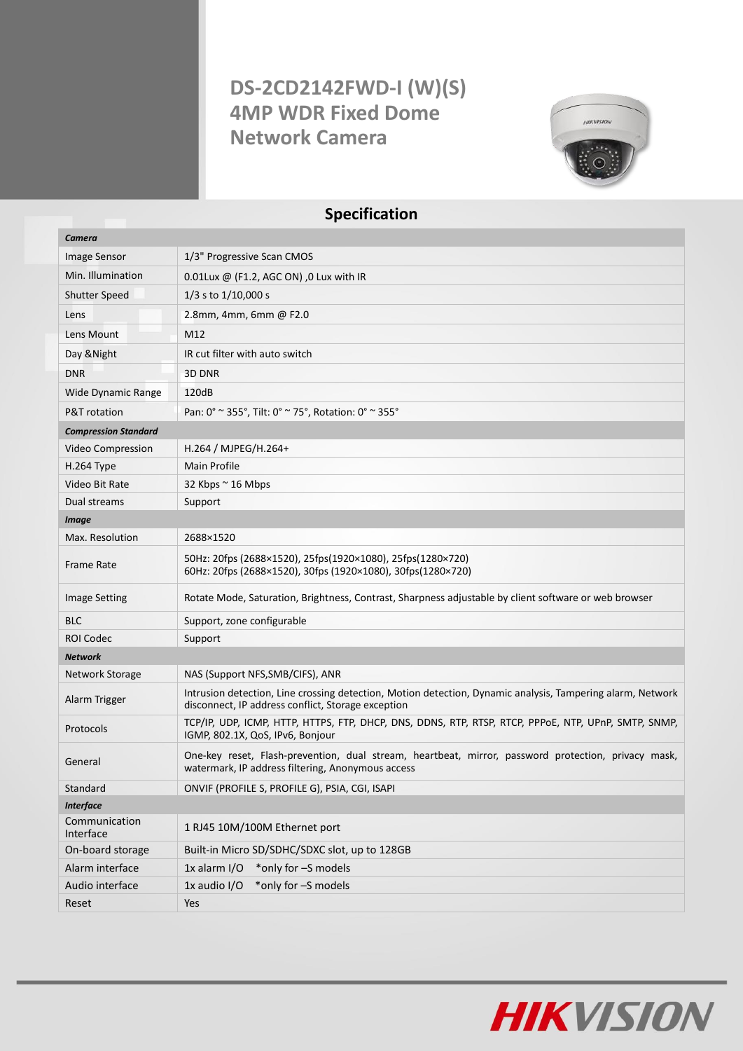# DS-2CD2142FWD-I (W)(S) 4MP WDR Fixed Dome Network Camera

## Specification

| ***Camera*** | |
|---|---|
| Image Sensor | 1/3" Progressive Scan CMOS |
| Min. Illumination | 0.01Lux @ (F1.2, AGC ON) ,0 Lux with IR |
| Shutter Speed | 1/3 s to 1/10,000 s |
| Lens | 2.8mm, 4mm, 6mm @ F2.0 |
| Lens Mount | M12 |
| Day &Night | IR cut filter with auto switch |
| DNR | 3D DNR |
| Wide Dynamic Range | 120dB |
| P&T rotation | Pan: 0° ~ 355°, Tilt: 0° ~ 75°, Rotation: 0° ~ 355° |
| ***Compression Standard*** | |
| Video Compression | H.264 / MJPEG/H.264+ |
| H.264 Type | Main Profile |
| Video Bit Rate | 32 Kbps ~ 16 Mbps |
| Dual streams | Support |
| ***Image*** | |
| Max. Resolution | 2688×1520 |
| Frame Rate | 50Hz: 20fps (2688×1520), 25fps(1920×1080), 25fps(1280×720)<br>60Hz: 20fps (2688×1520), 30fps (1920×1080), 30fps(1280×720) |
| Image Setting | Rotate Mode, Saturation, Brightness, Contrast, Sharpness adjustable by client software or web browser |
| BLC | Support, zone configurable |
| ROI Codec | Support |
| ***Network*** | |
| Network Storage | NAS (Support NFS,SMB/CIFS), ANR |
| Alarm Trigger | Intrusion detection, Line crossing detection, Motion detection, Dynamic analysis, Tampering alarm, Network disconnect, IP address conflict, Storage exception |
| Protocols | TCP/IP, UDP, ICMP, HTTP, HTTPS, FTP, DHCP, DNS, DDNS, RTP, RTSP, RTCP, PPPoE, NTP, UPnP, SMTP, SNMP, IGMP, 802.1X, QoS, IPv6, Bonjour |
| General | One-key reset, Flash-prevention, dual stream, heartbeat, mirror, password protection, privacy mask, watermark, IP address filtering, Anonymous access |
| Standard | ONVIF (PROFILE S, PROFILE G), PSIA, CGI, ISAPI |
| ***Interface*** | |
| Communication Interface | 1 RJ45 10M/100M Ethernet port |
| On-board storage | Built-in Micro SD/SDHC/SDXC slot, up to 128GB |
| Alarm interface | 1x alarm I/O *only for –S models |
| Audio interface | 1x audio I/O *only for –S models |
| Reset | Yes |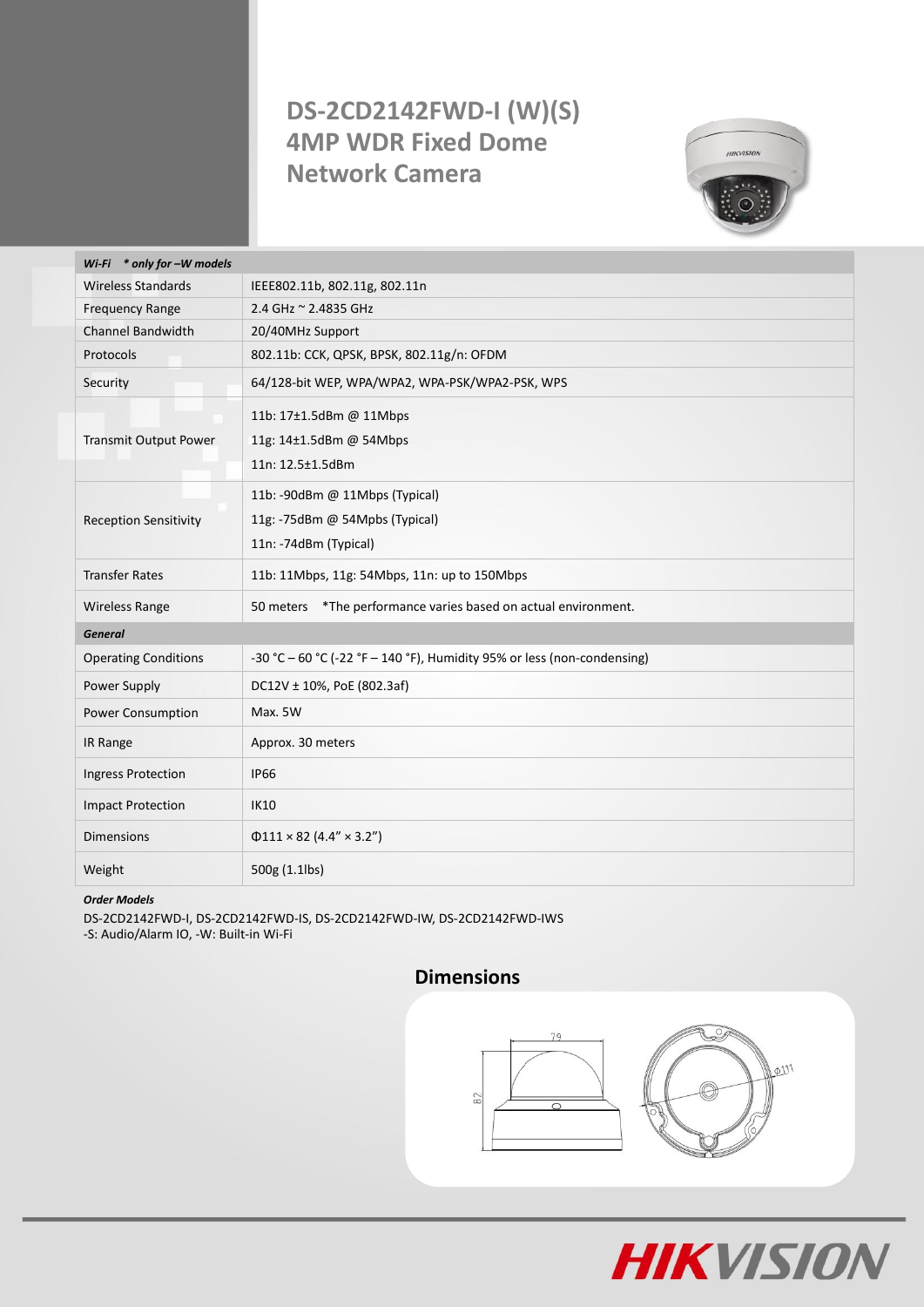# DS-2CD2142FWD-I (W)(S)
# 4MP WDR Fixed Dome Network Camera

| | |
|---|---|
| ***Wi-Fi * only for –W models*** | |
| Wireless Standards | IEEE802.11b, 802.11g, 802.11n |
| Frequency Range | 2.4 GHz ~ 2.4835 GHz |
| Channel Bandwidth | 20/40MHz Support |
| Protocols | 802.11b: CCK, QPSK, BPSK, 802.11g/n: OFDM |
| Security | 64/128-bit WEP, WPA/WPA2, WPA-PSK/WPA2-PSK, WPS |
| Transmit Output Power | 11b: 17±1.5dBm @ 11Mbps<br>11g: 14±1.5dBm @ 54Mbps<br>11n: 12.5±1.5dBm |
| Reception Sensitivity | 11b: -90dBm @ 11Mbps (Typical)<br>11g: -75dBm @ 54Mpbs (Typical)<br>11n: -74dBm (Typical) |
| Transfer Rates | 11b: 11Mbps, 11g: 54Mbps, 11n: up to 150Mbps |
| Wireless Range | 50 meters *The performance varies based on actual environment. |
| ***General*** | |
| Operating Conditions | -30 °C – 60 °C (-22 °F – 140 °F), Humidity 95% or less (non-condensing) |
| Power Supply | DC12V ± 10%, PoE (802.3af) |
| Power Consumption | Max. 5W |
| IR Range | Approx. 30 meters |
| Ingress Protection | IP66 |
| Impact Protection | IK10 |
| Dimensions | Φ111 × 82 (4.4” × 3.2”) |
| Weight | 500g (1.1lbs) |

***Order Models***

DS-2CD2142FWD-I, DS-2CD2142FWD-IS, DS-2CD2142FWD-IW, DS-2CD2142FWD-IWS
-S: Audio/Alarm IO, -W: Built-in Wi-Fi

## Dimensions

79

82

Φ111